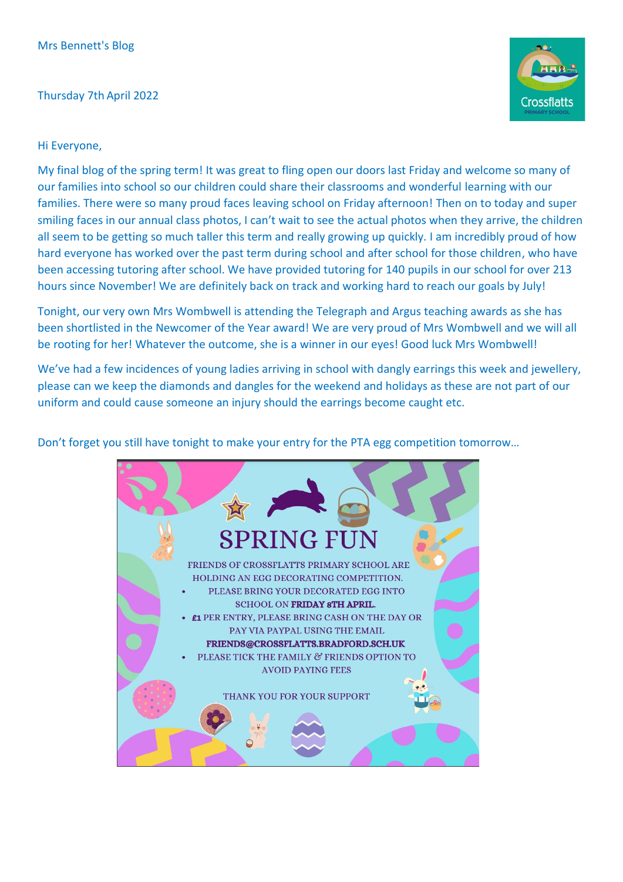Mrs Bennett's Blog

Thursday 7th April 2022

Hi Everyone,

My final blog of the spring term! It was great to fling open our doors last Friday and welcome so many of our families into school so our children could share their classrooms and wonderful learning with our families. There were so many proud faces leaving school on Friday afternoon! Then on to today and super smiling faces in our annual class photos, I can't wait to see the actual photos when they arrive, the children all seem to be getting so much taller this term and really growing up quickly. I am incredibly proud of how hard everyone has worked over the past term during school and after school for those children, who have been accessing tutoring after school. We have provided tutoring for 140 pupils in our school for over 213 hours since November! We are definitely back on track and working hard to reach our goals by July!

Tonight, our very own Mrs Wombwell is attending the Telegraph and Argus teaching awards as she has been shortlisted in the Newcomer of the Year award! We are very proud of Mrs Wombwell and we will all be rooting for her! Whatever the outcome, she is a winner in our eyes! Good luck Mrs Wombwell!

We've had a few incidences of young ladies arriving in school with dangly earrings this week and jewellery, please can we keep the diamonds and dangles for the weekend and holidays as these are not part of our uniform and could cause someone an injury should the earrings become caught etc.

Don't forget you still have tonight to make your entry for the PTA egg competition tomorrow…

# SPRING FUN

FRIENDS OF CROSSFLATTS PRIMARY SCHOOL ARE HOLDING AN EGG DECORATING COMPETITION.

- PLEASE BRING YOUR DECORATED EGG INTO SCHOOL ON **FRIDAY 8TH APRIL**.
- **£1** PER ENTRY, PLEASE BRING CASH ON THE DAY OR PAY VIA PAYPAL USING THE EMAIL **FRIENDS@CROSSFLATTS.BRADFORD.SCH.UK**
- PLEASE TICK THE FAMILY & FRIENDS OPTION TO AVOID PAYING FEES

THANK YOU FOR YOUR SUPPORT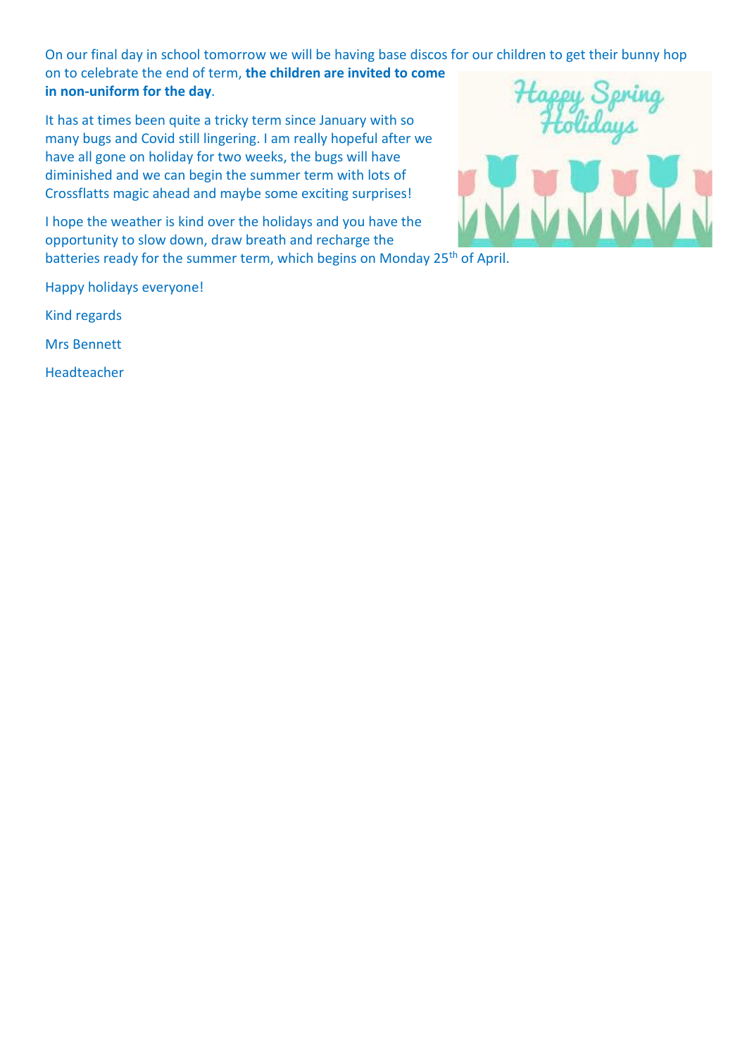On our final day in school tomorrow we will be having base discos for our children to get their bunny hop on to celebrate the end of term, **the children are invited to come in non-uniform for the day**.

It has at times been quite a tricky term since January with so many bugs and Covid still lingering. I am really hopeful after we have all gone on holiday for two weeks, the bugs will have diminished and we can begin the summer term with lots of Crossflatts magic ahead and maybe some exciting surprises!

I hope the weather is kind over the holidays and you have the opportunity to slow down, draw breath and recharge the batteries ready for the summer term, which begins on Monday 25th of April.

Happy holidays everyone!

Kind regards

Mrs Bennett

Headteacher